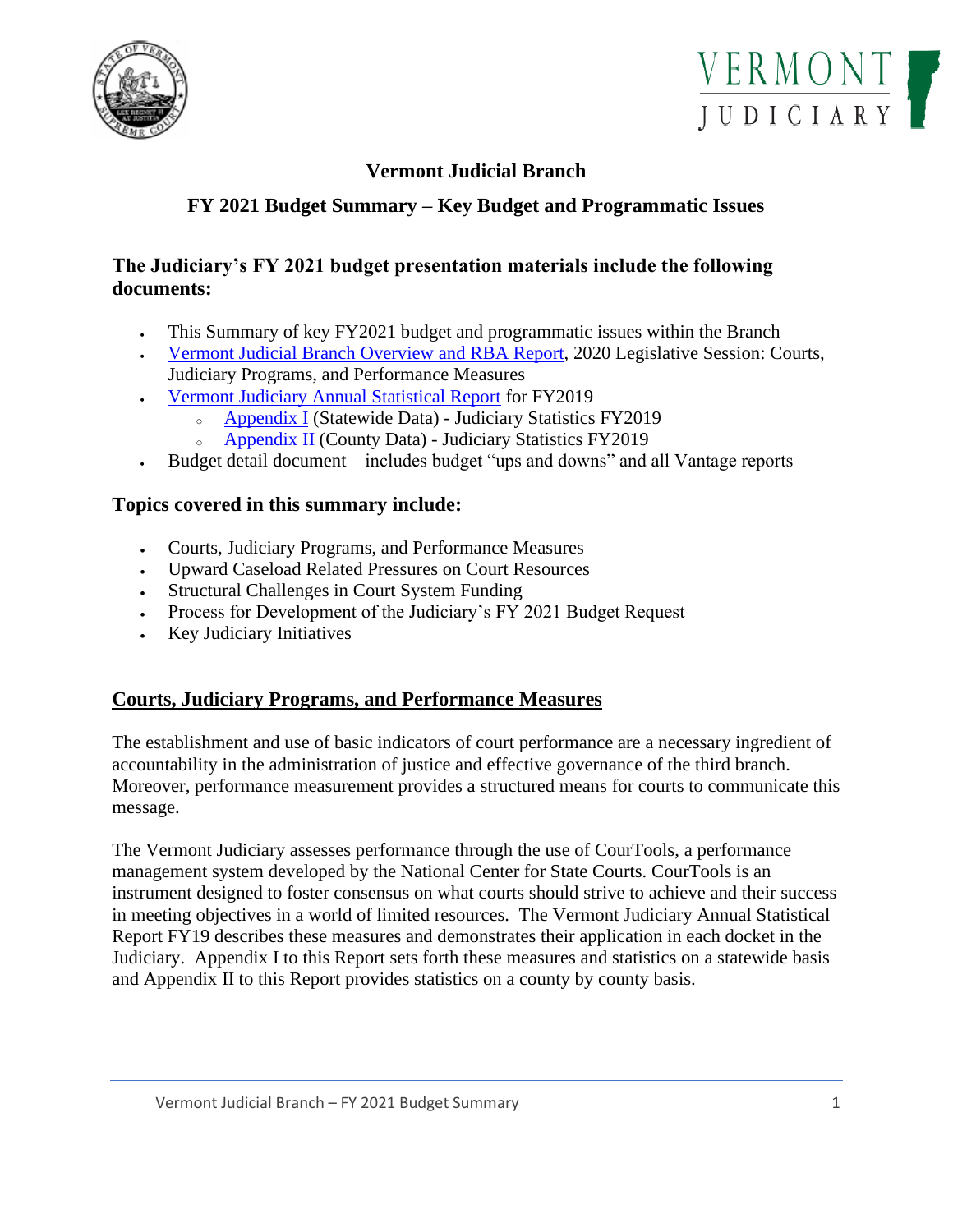# Vermont Judicial Branch

## FY 2021 Budget Summary – Key Budget and Programmatic Issues

### The Judiciary's FY 2021 budget presentation materials include the following documents:

- This Summary of key FY2021 budget and programmatic issues within the Branch
- Vermont Judicial Branch Overview and RBA Report, 2020 Legislative Session: Courts, Judiciary Programs, and Performance Measures
- Vermont Judiciary Annual Statistical Report for FY2019
  - Appendix I (Statewide Data) - Judiciary Statistics FY2019
  - Appendix II (County Data) - Judiciary Statistics FY2019
- Budget detail document – includes budget "ups and downs" and all Vantage reports

### Topics covered in this summary include:

- Courts, Judiciary Programs, and Performance Measures
- Upward Caseload Related Pressures on Court Resources
- Structural Challenges in Court System Funding
- Process for Development of the Judiciary's FY 2021 Budget Request
- Key Judiciary Initiatives

### Courts, Judiciary Programs, and Performance Measures

The establishment and use of basic indicators of court performance are a necessary ingredient of accountability in the administration of justice and effective governance of the third branch. Moreover, performance measurement provides a structured means for courts to communicate this message.

The Vermont Judiciary assesses performance through the use of CourTools, a performance management system developed by the National Center for State Courts. CourTools is an instrument designed to foster consensus on what courts should strive to achieve and their success in meeting objectives in a world of limited resources. The Vermont Judiciary Annual Statistical Report FY19 describes these measures and demonstrates their application in each docket in the Judiciary. Appendix I to this Report sets forth these measures and statistics on a statewide basis and Appendix II to this Report provides statistics on a county by county basis.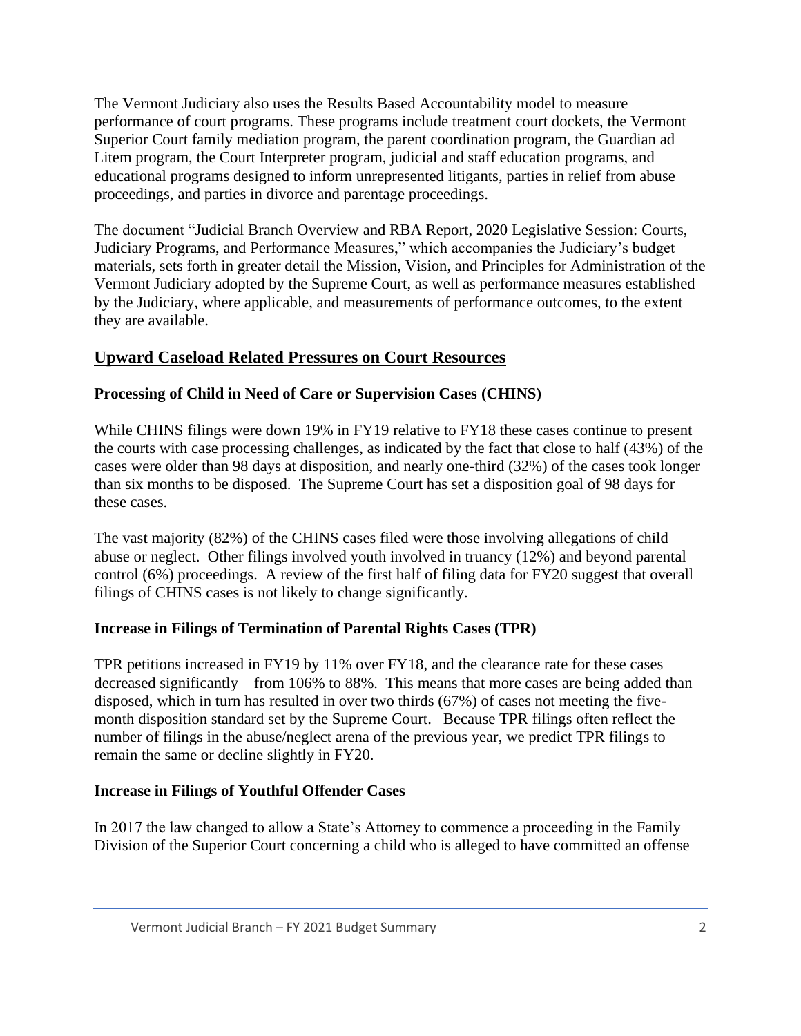The Vermont Judiciary also uses the Results Based Accountability model to measure performance of court programs. These programs include treatment court dockets, the Vermont Superior Court family mediation program, the parent coordination program, the Guardian ad Litem program, the Court Interpreter program, judicial and staff education programs, and educational programs designed to inform unrepresented litigants, parties in relief from abuse proceedings, and parties in divorce and parentage proceedings.

The document "Judicial Branch Overview and RBA Report, 2020 Legislative Session: Courts, Judiciary Programs, and Performance Measures," which accompanies the Judiciary's budget materials, sets forth in greater detail the Mission, Vision, and Principles for Administration of the Vermont Judiciary adopted by the Supreme Court, as well as performance measures established by the Judiciary, where applicable, and measurements of performance outcomes, to the extent they are available.

## Upward Caseload Related Pressures on Court Resources

### Processing of Child in Need of Care or Supervision Cases (CHINS)

While CHINS filings were down 19% in FY19 relative to FY18 these cases continue to present the courts with case processing challenges, as indicated by the fact that close to half (43%) of the cases were older than 98 days at disposition, and nearly one-third (32%) of the cases took longer than six months to be disposed. The Supreme Court has set a disposition goal of 98 days for these cases.

The vast majority (82%) of the CHINS cases filed were those involving allegations of child abuse or neglect. Other filings involved youth involved in truancy (12%) and beyond parental control (6%) proceedings. A review of the first half of filing data for FY20 suggest that overall filings of CHINS cases is not likely to change significantly.

### Increase in Filings of Termination of Parental Rights Cases (TPR)

TPR petitions increased in FY19 by 11% over FY18, and the clearance rate for these cases decreased significantly – from 106% to 88%. This means that more cases are being added than disposed, which in turn has resulted in over two thirds (67%) of cases not meeting the five-month disposition standard set by the Supreme Court. Because TPR filings often reflect the number of filings in the abuse/neglect arena of the previous year, we predict TPR filings to remain the same or decline slightly in FY20.

### Increase in Filings of Youthful Offender Cases

In 2017 the law changed to allow a State's Attorney to commence a proceeding in the Family Division of the Superior Court concerning a child who is alleged to have committed an offense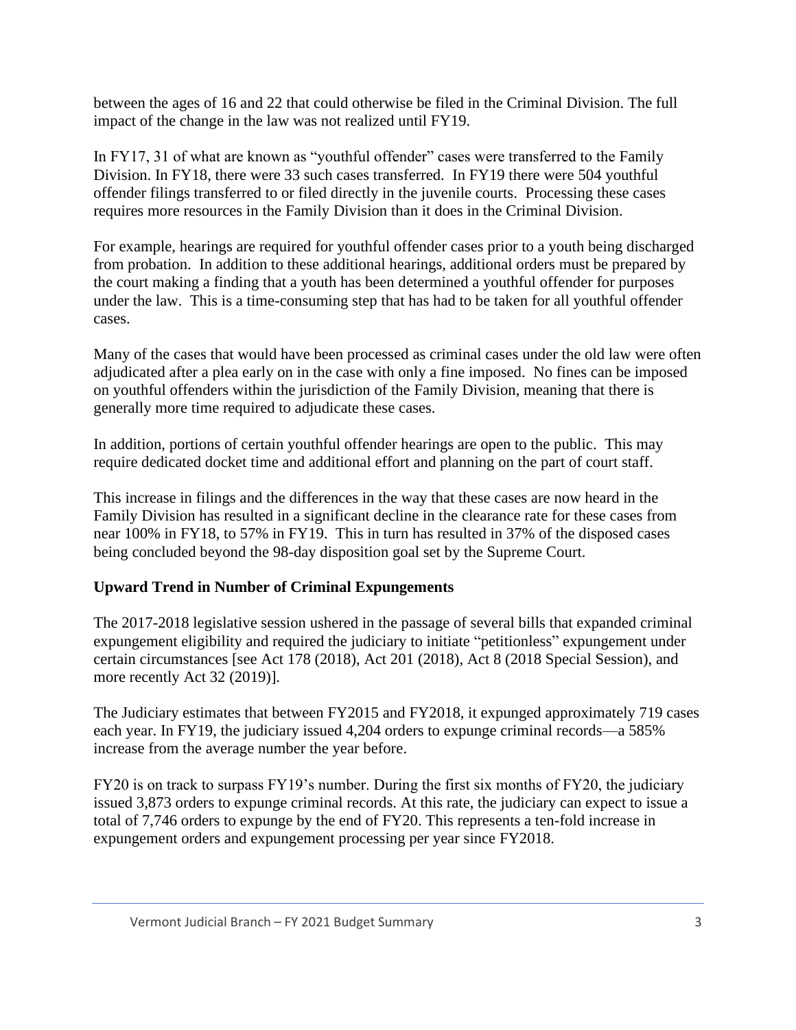between the ages of 16 and 22 that could otherwise be filed in the Criminal Division. The full impact of the change in the law was not realized until FY19.

In FY17, 31 of what are known as "youthful offender" cases were transferred to the Family Division. In FY18, there were 33 such cases transferred. In FY19 there were 504 youthful offender filings transferred to or filed directly in the juvenile courts. Processing these cases requires more resources in the Family Division than it does in the Criminal Division.

For example, hearings are required for youthful offender cases prior to a youth being discharged from probation. In addition to these additional hearings, additional orders must be prepared by the court making a finding that a youth has been determined a youthful offender for purposes under the law. This is a time-consuming step that has had to be taken for all youthful offender cases.

Many of the cases that would have been processed as criminal cases under the old law were often adjudicated after a plea early on in the case with only a fine imposed. No fines can be imposed on youthful offenders within the jurisdiction of the Family Division, meaning that there is generally more time required to adjudicate these cases.

In addition, portions of certain youthful offender hearings are open to the public. This may require dedicated docket time and additional effort and planning on the part of court staff.

This increase in filings and the differences in the way that these cases are now heard in the Family Division has resulted in a significant decline in the clearance rate for these cases from near 100% in FY18, to 57% in FY19. This in turn has resulted in 37% of the disposed cases being concluded beyond the 98-day disposition goal set by the Supreme Court.

**Upward Trend in Number of Criminal Expungements**

The 2017-2018 legislative session ushered in the passage of several bills that expanded criminal expungement eligibility and required the judiciary to initiate "petitionless" expungement under certain circumstances [see Act 178 (2018), Act 201 (2018), Act 8 (2018 Special Session), and more recently Act 32 (2019)].

The Judiciary estimates that between FY2015 and FY2018, it expunged approximately 719 cases each year. In FY19, the judiciary issued 4,204 orders to expunge criminal records—a 585% increase from the average number the year before.

FY20 is on track to surpass FY19's number. During the first six months of FY20, the judiciary issued 3,873 orders to expunge criminal records. At this rate, the judiciary can expect to issue a total of 7,746 orders to expunge by the end of FY20. This represents a ten-fold increase in expungement orders and expungement processing per year since FY2018.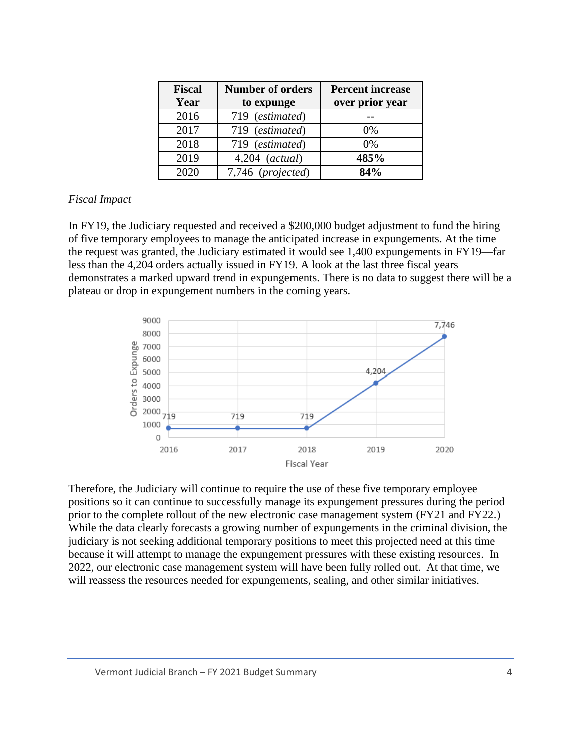| Fiscal Year | Number of orders to expunge | Percent increase over prior year |
|---|---|---|
| 2016 | 719 (*estimated*) | -- |
| 2017 | 719 (*estimated*) | 0% |
| 2018 | 719 (*estimated*) | 0% |
| 2019 | 4,204 (*actual*) | **485%** |
| 2020 | 7,746 (*projected*) | **84%** |

*Fiscal Impact*

In FY19, the Judiciary requested and received a $200,000 budget adjustment to fund the hiring of five temporary employees to manage the anticipated increase in expungements. At the time the request was granted, the Judiciary estimated it would see 1,400 expungements in FY19—far less than the 4,204 orders actually issued in FY19. A look at the last three fiscal years demonstrates a marked upward trend in expungements. There is no data to suggest there will be a plateau or drop in expungement numbers in the coming years.

Therefore, the Judiciary will continue to require the use of these five temporary employee positions so it can continue to successfully manage its expungement pressures during the period prior to the complete rollout of the new electronic case management system (FY21 and FY22.) While the data clearly forecasts a growing number of expungements in the criminal division, the judiciary is not seeking additional temporary positions to meet this projected need at this time because it will attempt to manage the expungement pressures with these existing resources. In 2022, our electronic case management system will have been fully rolled out. At that time, we will reassess the resources needed for expungements, sealing, and other similar initiatives.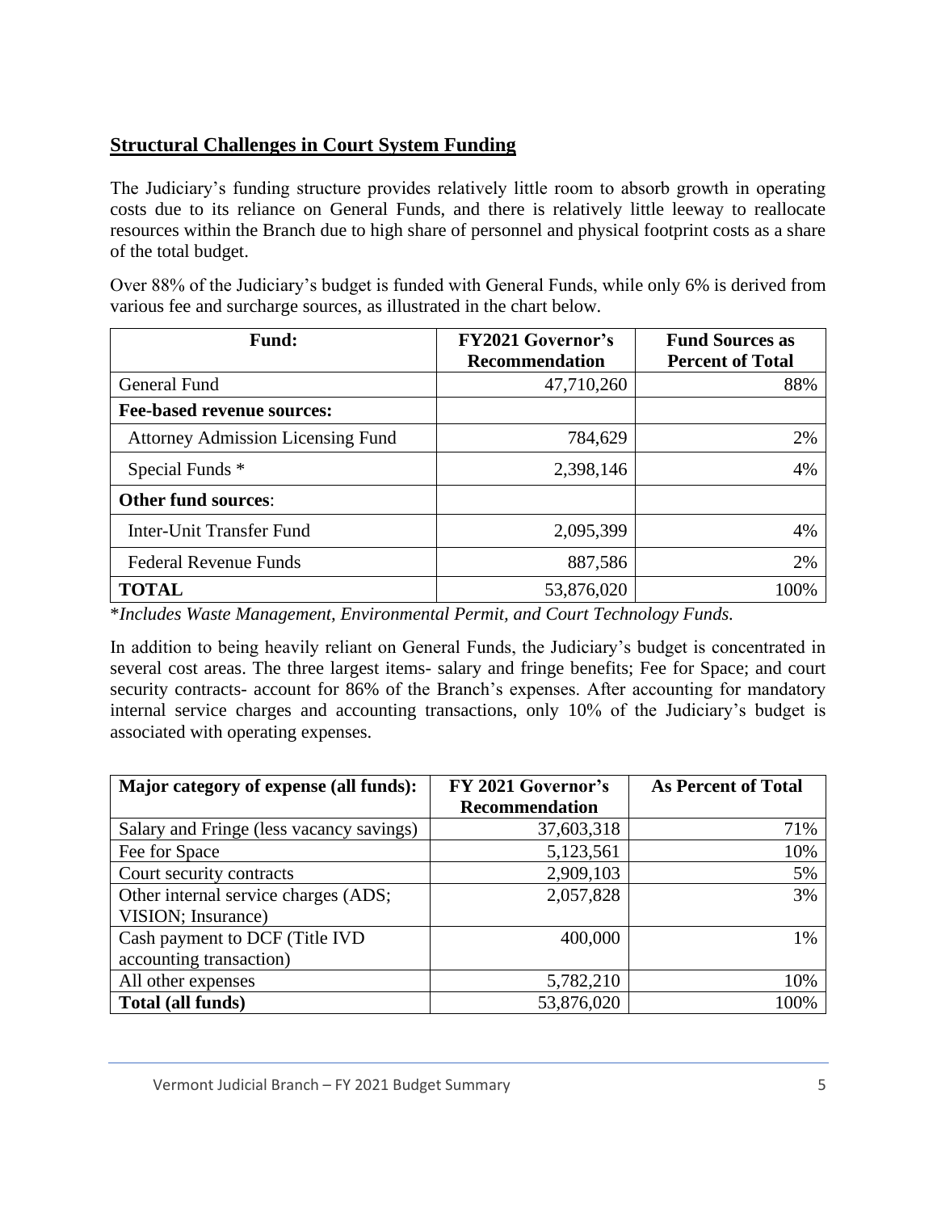## Structural Challenges in Court System Funding

The Judiciary's funding structure provides relatively little room to absorb growth in operating costs due to its reliance on General Funds, and there is relatively little leeway to reallocate resources within the Branch due to high share of personnel and physical footprint costs as a share of the total budget.

Over 88% of the Judiciary's budget is funded with General Funds, while only 6% is derived from various fee and surcharge sources, as illustrated in the chart below.

| Fund: | FY2021 Governor's Recommendation | Fund Sources as Percent of Total |
|---|---:|---:|
| General Fund | 47,710,260 | 88% |
| **Fee-based revenue sources:** | | |
| Attorney Admission Licensing Fund | 784,629 | 2% |
| Special Funds * | 2,398,146 | 4% |
| **Other fund sources**: | | |
| Inter-Unit Transfer Fund | 2,095,399 | 4% |
| Federal Revenue Funds | 887,586 | 2% |
| **TOTAL** | 53,876,020 | 100% |

*\*Includes Waste Management, Environmental Permit, and Court Technology Funds.*

In addition to being heavily reliant on General Funds, the Judiciary's budget is concentrated in several cost areas. The three largest items- salary and fringe benefits; Fee for Space; and court security contracts- account for 86% of the Branch's expenses. After accounting for mandatory internal service charges and accounting transactions, only 10% of the Judiciary's budget is associated with operating expenses.

| Major category of expense (all funds): | FY 2021 Governor's Recommendation | As Percent of Total |
|---|---:|---:|
| Salary and Fringe (less vacancy savings) | 37,603,318 | 71% |
| Fee for Space | 5,123,561 | 10% |
| Court security contracts | 2,909,103 | 5% |
| Other internal service charges (ADS; VISION; Insurance) | 2,057,828 | 3% |
| Cash payment to DCF (Title IVD accounting transaction) | 400,000 | 1% |
| All other expenses | 5,782,210 | 10% |
| **Total (all funds)** | 53,876,020 | 100% |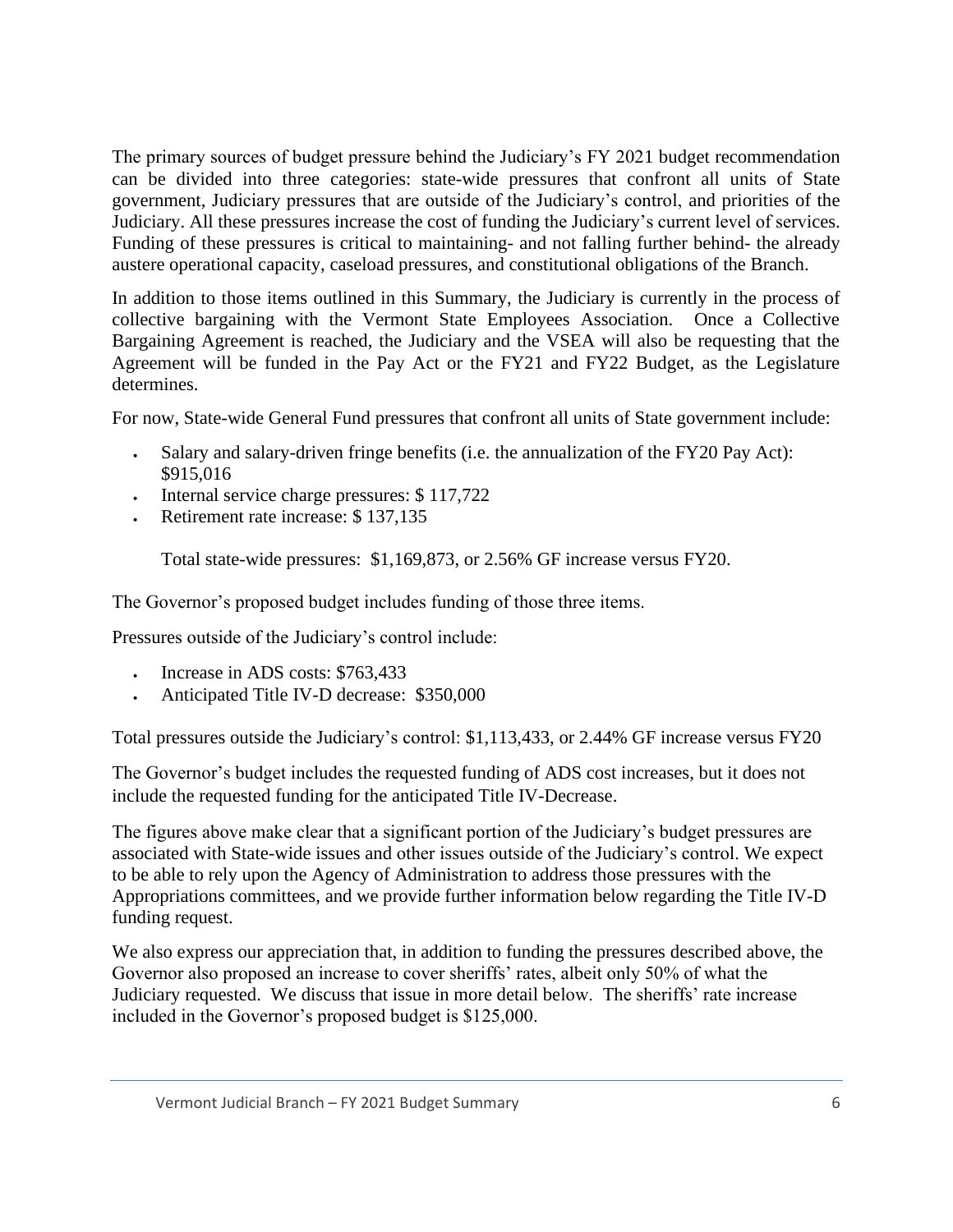The primary sources of budget pressure behind the Judiciary's FY 2021 budget recommendation can be divided into three categories: state-wide pressures that confront all units of State government, Judiciary pressures that are outside of the Judiciary's control, and priorities of the Judiciary. All these pressures increase the cost of funding the Judiciary's current level of services. Funding of these pressures is critical to maintaining- and not falling further behind- the already austere operational capacity, caseload pressures, and constitutional obligations of the Branch.

In addition to those items outlined in this Summary, the Judiciary is currently in the process of collective bargaining with the Vermont State Employees Association. Once a Collective Bargaining Agreement is reached, the Judiciary and the VSEA will also be requesting that the Agreement will be funded in the Pay Act or the FY21 and FY22 Budget, as the Legislature determines.

For now, State-wide General Fund pressures that confront all units of State government include:

- Salary and salary-driven fringe benefits (i.e. the annualization of the FY20 Pay Act): $915,016
- Internal service charge pressures: $ 117,722
- Retirement rate increase: $ 137,135

Total state-wide pressures: $1,169,873, or 2.56% GF increase versus FY20.

The Governor's proposed budget includes funding of those three items.

Pressures outside of the Judiciary's control include:

- Increase in ADS costs: $763,433
- Anticipated Title IV-D decrease: $350,000

Total pressures outside the Judiciary's control: $1,113,433, or 2.44% GF increase versus FY20

The Governor's budget includes the requested funding of ADS cost increases, but it does not include the requested funding for the anticipated Title IV-Decrease.

The figures above make clear that a significant portion of the Judiciary's budget pressures are associated with State-wide issues and other issues outside of the Judiciary's control. We expect to be able to rely upon the Agency of Administration to address those pressures with the Appropriations committees, and we provide further information below regarding the Title IV-D funding request.

We also express our appreciation that, in addition to funding the pressures described above, the Governor also proposed an increase to cover sheriffs' rates, albeit only 50% of what the Judiciary requested. We discuss that issue in more detail below. The sheriffs' rate increase included in the Governor's proposed budget is $125,000.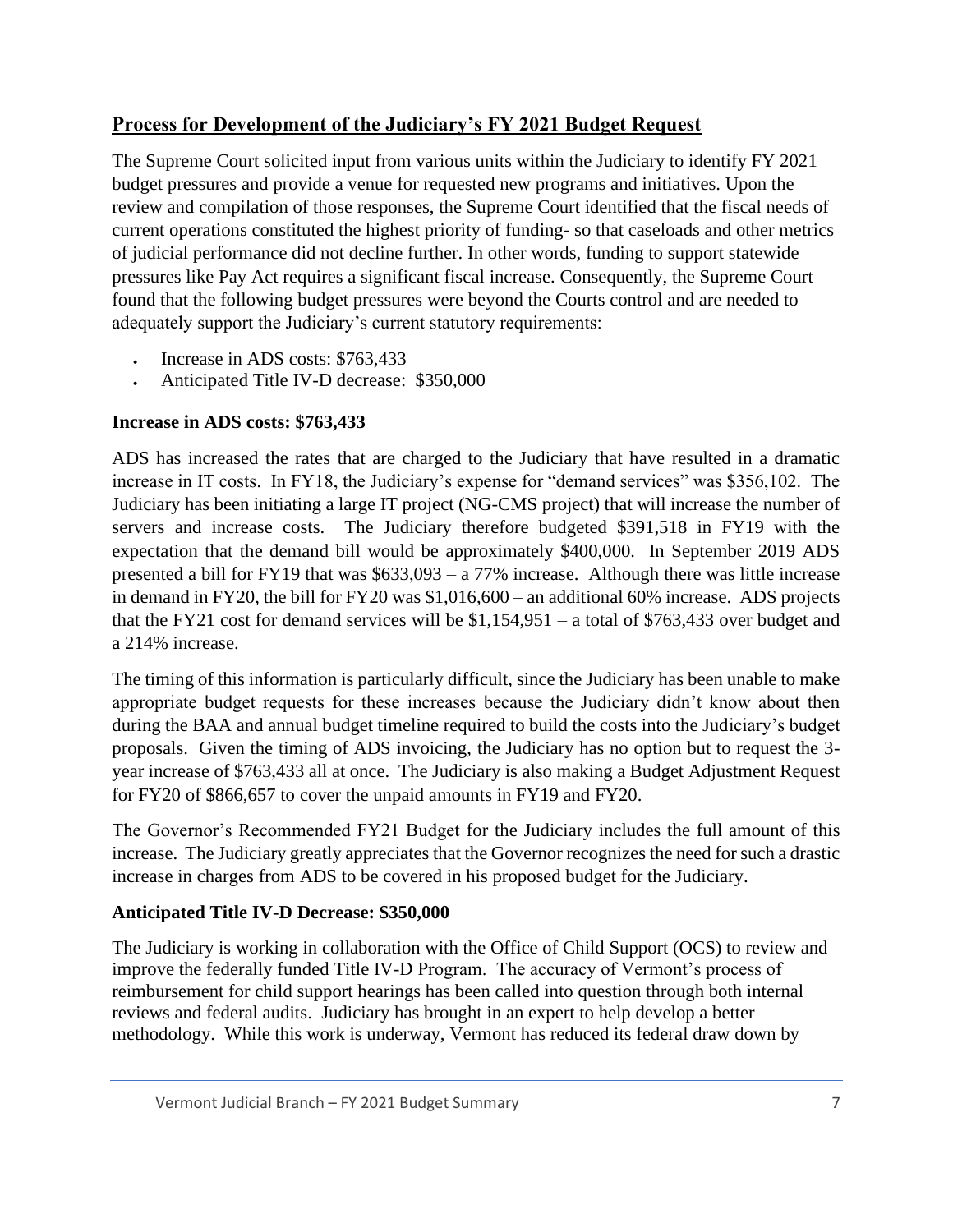## Process for Development of the Judiciary's FY 2021 Budget Request

The Supreme Court solicited input from various units within the Judiciary to identify FY 2021 budget pressures and provide a venue for requested new programs and initiatives. Upon the review and compilation of those responses, the Supreme Court identified that the fiscal needs of current operations constituted the highest priority of funding- so that caseloads and other metrics of judicial performance did not decline further. In other words, funding to support statewide pressures like Pay Act requires a significant fiscal increase. Consequently, the Supreme Court found that the following budget pressures were beyond the Courts control and are needed to adequately support the Judiciary's current statutory requirements:

- Increase in ADS costs: $763,433
- Anticipated Title IV-D decrease: $350,000

### Increase in ADS costs: $763,433

ADS has increased the rates that are charged to the Judiciary that have resulted in a dramatic increase in IT costs. In FY18, the Judiciary's expense for "demand services" was $356,102. The Judiciary has been initiating a large IT project (NG-CMS project) that will increase the number of servers and increase costs. The Judiciary therefore budgeted $391,518 in FY19 with the expectation that the demand bill would be approximately $400,000. In September 2019 ADS presented a bill for FY19 that was $633,093 – a 77% increase. Although there was little increase in demand in FY20, the bill for FY20 was $1,016,600 – an additional 60% increase. ADS projects that the FY21 cost for demand services will be $1,154,951 – a total of $763,433 over budget and a 214% increase.

The timing of this information is particularly difficult, since the Judiciary has been unable to make appropriate budget requests for these increases because the Judiciary didn't know about then during the BAA and annual budget timeline required to build the costs into the Judiciary's budget proposals. Given the timing of ADS invoicing, the Judiciary has no option but to request the 3-year increase of $763,433 all at once. The Judiciary is also making a Budget Adjustment Request for FY20 of $866,657 to cover the unpaid amounts in FY19 and FY20.

The Governor's Recommended FY21 Budget for the Judiciary includes the full amount of this increase. The Judiciary greatly appreciates that the Governor recognizes the need for such a drastic increase in charges from ADS to be covered in his proposed budget for the Judiciary.

### Anticipated Title IV-D Decrease: $350,000

The Judiciary is working in collaboration with the Office of Child Support (OCS) to review and improve the federally funded Title IV-D Program. The accuracy of Vermont's process of reimbursement for child support hearings has been called into question through both internal reviews and federal audits. Judiciary has brought in an expert to help develop a better methodology. While this work is underway, Vermont has reduced its federal draw down by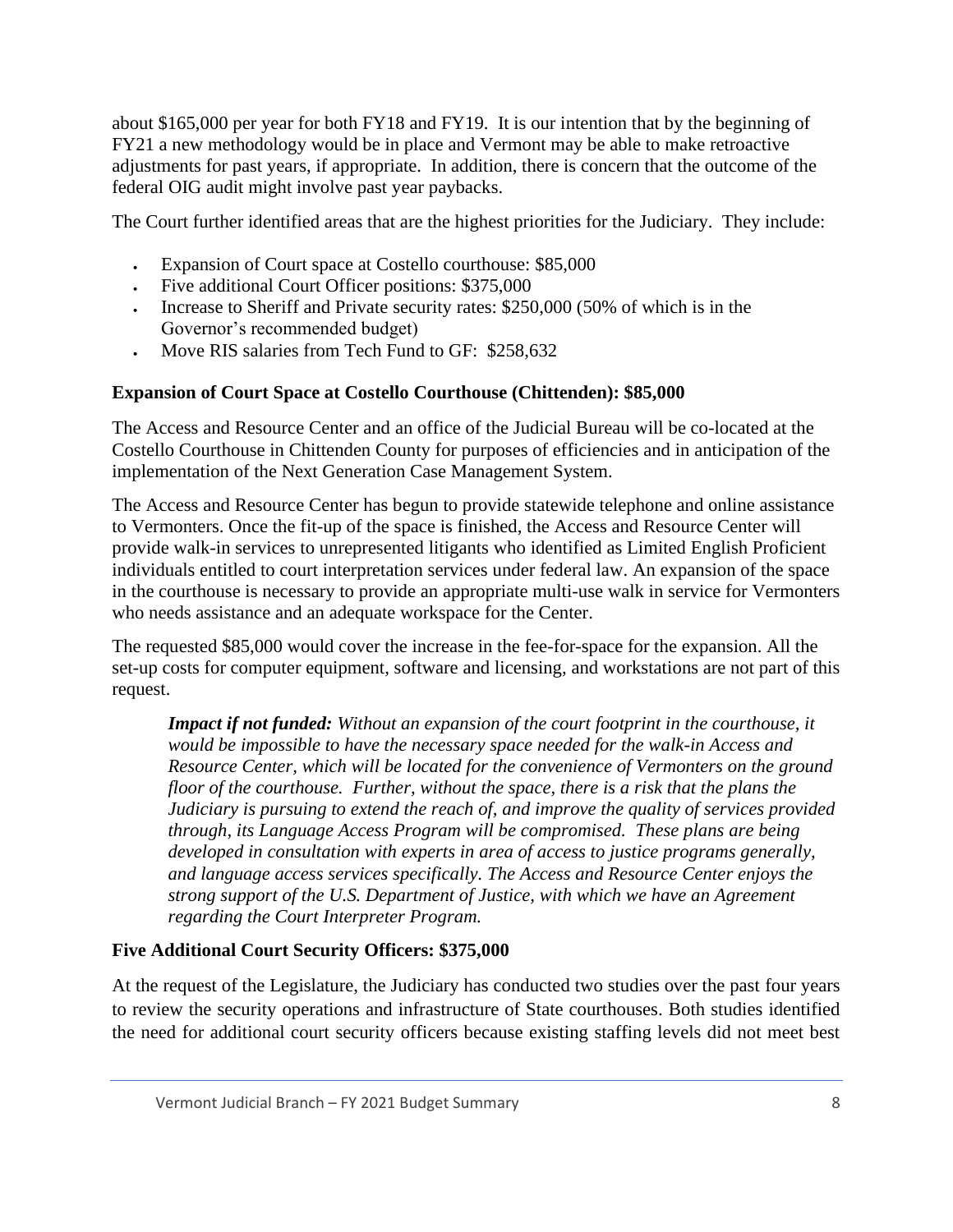about $165,000 per year for both FY18 and FY19. It is our intention that by the beginning of FY21 a new methodology would be in place and Vermont may be able to make retroactive adjustments for past years, if appropriate. In addition, there is concern that the outcome of the federal OIG audit might involve past year paybacks.

The Court further identified areas that are the highest priorities for the Judiciary. They include:

- Expansion of Court space at Costello courthouse: $85,000
- Five additional Court Officer positions: $375,000
- Increase to Sheriff and Private security rates: $250,000 (50% of which is in the Governor's recommended budget)
- Move RIS salaries from Tech Fund to GF: $258,632

**Expansion of Court Space at Costello Courthouse (Chittenden): $85,000**

The Access and Resource Center and an office of the Judicial Bureau will be co-located at the Costello Courthouse in Chittenden County for purposes of efficiencies and in anticipation of the implementation of the Next Generation Case Management System.

The Access and Resource Center has begun to provide statewide telephone and online assistance to Vermonters. Once the fit-up of the space is finished, the Access and Resource Center will provide walk-in services to unrepresented litigants who identified as Limited English Proficient individuals entitled to court interpretation services under federal law. An expansion of the space in the courthouse is necessary to provide an appropriate multi-use walk in service for Vermonters who needs assistance and an adequate workspace for the Center.

The requested $85,000 would cover the increase in the fee-for-space for the expansion. All the set-up costs for computer equipment, software and licensing, and workstations are not part of this request.

> ***Impact if not funded:*** *Without an expansion of the court footprint in the courthouse, it would be impossible to have the necessary space needed for the walk-in Access and Resource Center, which will be located for the convenience of Vermonters on the ground floor of the courthouse. Further, without the space, there is a risk that the plans the Judiciary is pursuing to extend the reach of, and improve the quality of services provided through, its Language Access Program will be compromised. These plans are being developed in consultation with experts in area of access to justice programs generally, and language access services specifically. The Access and Resource Center enjoys the strong support of the U.S. Department of Justice, with which we have an Agreement regarding the Court Interpreter Program.*

**Five Additional Court Security Officers: $375,000**

At the request of the Legislature, the Judiciary has conducted two studies over the past four years to review the security operations and infrastructure of State courthouses. Both studies identified the need for additional court security officers because existing staffing levels did not meet best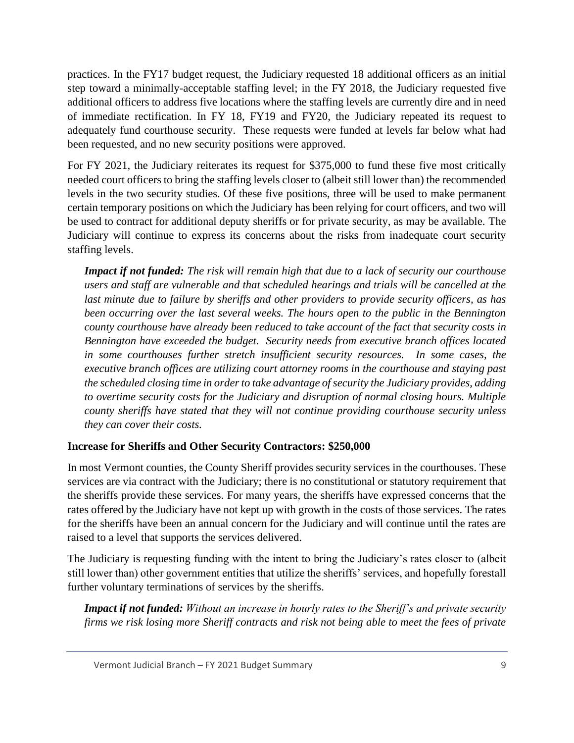practices. In the FY17 budget request, the Judiciary requested 18 additional officers as an initial step toward a minimally-acceptable staffing level; in the FY 2018, the Judiciary requested five additional officers to address five locations where the staffing levels are currently dire and in need of immediate rectification. In FY 18, FY19 and FY20, the Judiciary repeated its request to adequately fund courthouse security. These requests were funded at levels far below what had been requested, and no new security positions were approved.

For FY 2021, the Judiciary reiterates its request for \$375,000 to fund these five most critically needed court officers to bring the staffing levels closer to (albeit still lower than) the recommended levels in the two security studies. Of these five positions, three will be used to make permanent certain temporary positions on which the Judiciary has been relying for court officers, and two will be used to contract for additional deputy sheriffs or for private security, as may be available. The Judiciary will continue to express its concerns about the risks from inadequate court security staffing levels.

> ***Impact if not funded:*** *The risk will remain high that due to a lack of security our courthouse users and staff are vulnerable and that scheduled hearings and trials will be cancelled at the last minute due to failure by sheriffs and other providers to provide security officers, as has been occurring over the last several weeks. The hours open to the public in the Bennington county courthouse have already been reduced to take account of the fact that security costs in Bennington have exceeded the budget. Security needs from executive branch offices located in some courthouses further stretch insufficient security resources. In some cases, the executive branch offices are utilizing court attorney rooms in the courthouse and staying past the scheduled closing time in order to take advantage of security the Judiciary provides, adding to overtime security costs for the Judiciary and disruption of normal closing hours. Multiple county sheriffs have stated that they will not continue providing courthouse security unless they can cover their costs.*

**Increase for Sheriffs and Other Security Contractors: \$250,000**

In most Vermont counties, the County Sheriff provides security services in the courthouses. These services are via contract with the Judiciary; there is no constitutional or statutory requirement that the sheriffs provide these services. For many years, the sheriffs have expressed concerns that the rates offered by the Judiciary have not kept up with growth in the costs of those services. The rates for the sheriffs have been an annual concern for the Judiciary and will continue until the rates are raised to a level that supports the services delivered.

The Judiciary is requesting funding with the intent to bring the Judiciary's rates closer to (albeit still lower than) other government entities that utilize the sheriffs' services, and hopefully forestall further voluntary terminations of services by the sheriffs.

> ***Impact if not funded:*** *Without an increase in hourly rates to the Sheriff's and private security firms we risk losing more Sheriff contracts and risk not being able to meet the fees of private*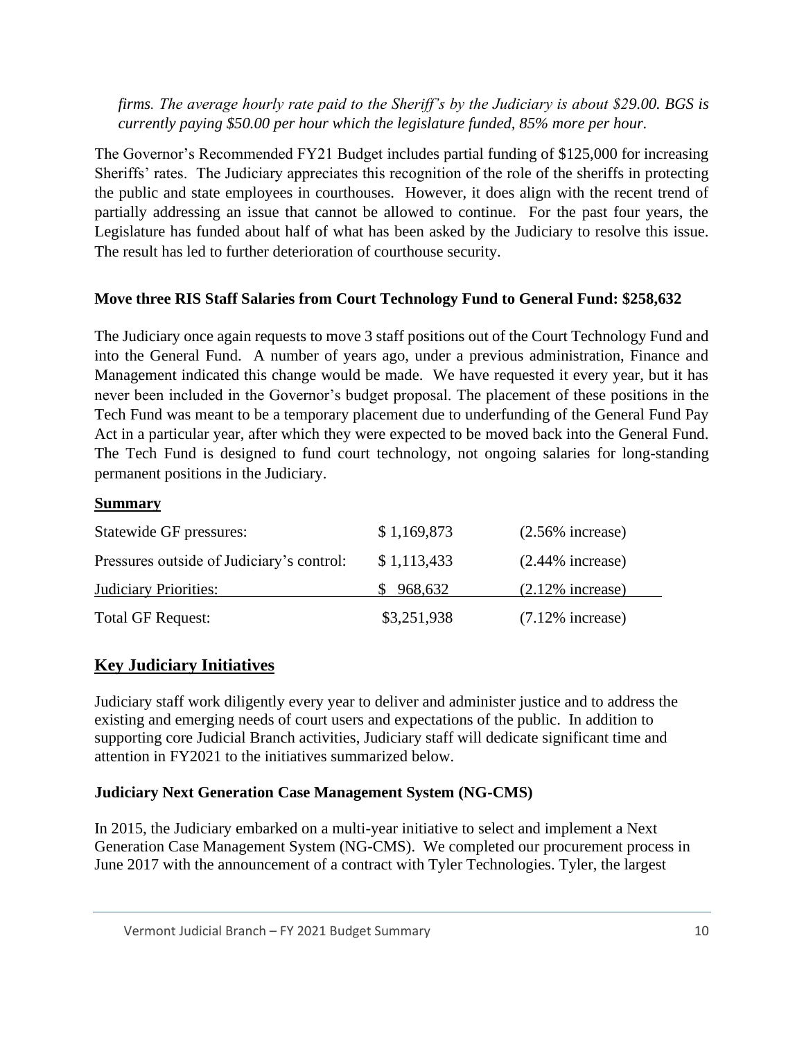*firms. The average hourly rate paid to the Sheriff's by the Judiciary is about $29.00. BGS is currently paying $50.00 per hour which the legislature funded, 85% more per hour.*

The Governor's Recommended FY21 Budget includes partial funding of $125,000 for increasing Sheriffs' rates. The Judiciary appreciates this recognition of the role of the sheriffs in protecting the public and state employees in courthouses. However, it does align with the recent trend of partially addressing an issue that cannot be allowed to continue. For the past four years, the Legislature has funded about half of what has been asked by the Judiciary to resolve this issue. The result has led to further deterioration of courthouse security.

**Move three RIS Staff Salaries from Court Technology Fund to General Fund: $258,632**

The Judiciary once again requests to move 3 staff positions out of the Court Technology Fund and into the General Fund. A number of years ago, under a previous administration, Finance and Management indicated this change would be made. We have requested it every year, but it has never been included in the Governor's budget proposal. The placement of these positions in the Tech Fund was meant to be a temporary placement due to underfunding of the General Fund Pay Act in a particular year, after which they were expected to be moved back into the General Fund. The Tech Fund is designed to fund court technology, not ongoing salaries for long-standing permanent positions in the Judiciary.

**Summary**

| | | |
|---|---|---|
| Statewide GF pressures: | $ 1,169,873 | (2.56% increase) |
| Pressures outside of Judiciary's control: | $ 1,113,433 | (2.44% increase) |
| Judiciary Priorities: | $ 968,632 | (2.12% increase) |
| Total GF Request: | $3,251,938 | (7.12% increase) |

## Key Judiciary Initiatives

Judiciary staff work diligently every year to deliver and administer justice and to address the existing and emerging needs of court users and expectations of the public. In addition to supporting core Judicial Branch activities, Judiciary staff will dedicate significant time and attention in FY2021 to the initiatives summarized below.

**Judiciary Next Generation Case Management System (NG-CMS)**

In 2015, the Judiciary embarked on a multi-year initiative to select and implement a Next Generation Case Management System (NG-CMS). We completed our procurement process in June 2017 with the announcement of a contract with Tyler Technologies. Tyler, the largest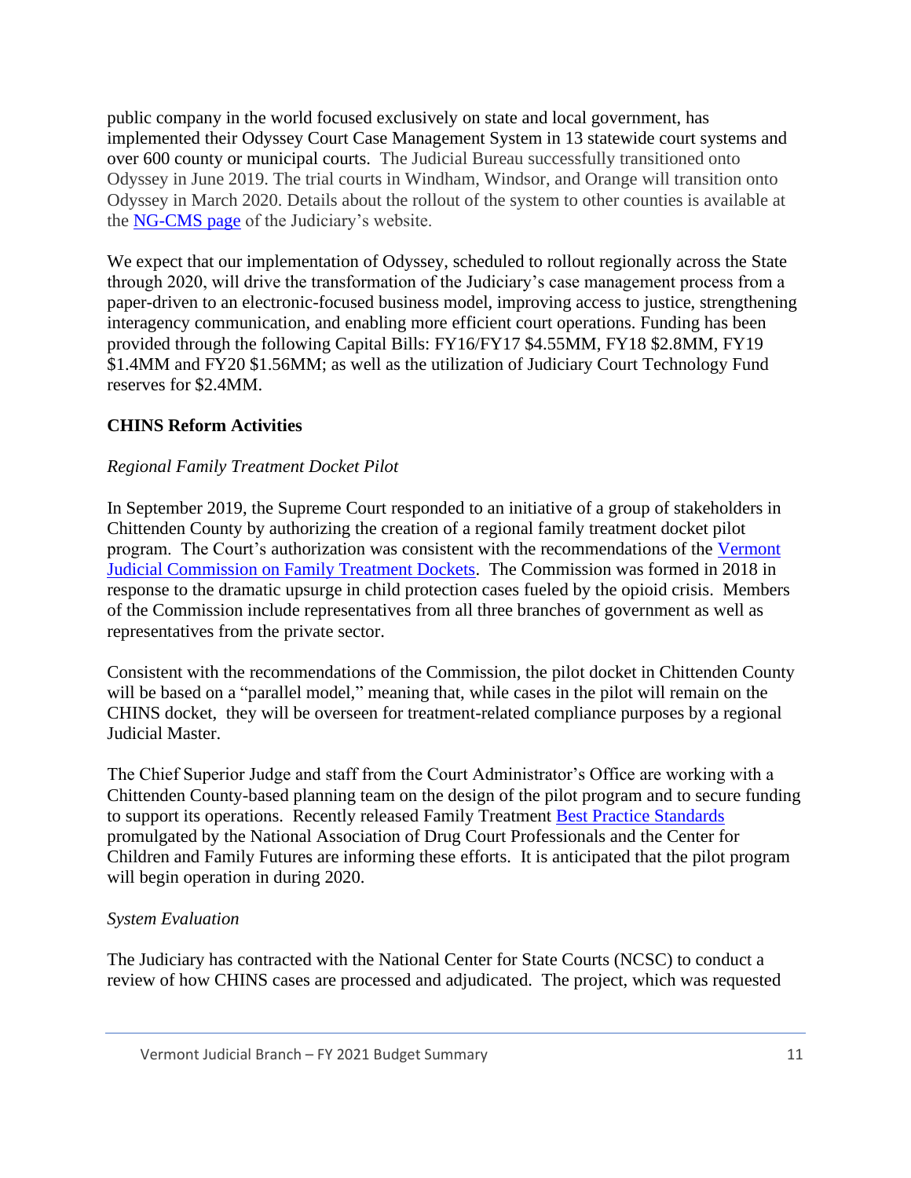public company in the world focused exclusively on state and local government, has implemented their Odyssey Court Case Management System in 13 statewide court systems and over 600 county or municipal courts. The Judicial Bureau successfully transitioned onto Odyssey in June 2019. The trial courts in Windham, Windsor, and Orange will transition onto Odyssey in March 2020. Details about the rollout of the system to other counties is available at the [NG-CMS page] of the Judiciary's website.

We expect that our implementation of Odyssey, scheduled to rollout regionally across the State through 2020, will drive the transformation of the Judiciary's case management process from a paper-driven to an electronic-focused business model, improving access to justice, strengthening interagency communication, and enabling more efficient court operations. Funding has been provided through the following Capital Bills: FY16/FY17 $4.55MM, FY18 $2.8MM, FY19 $1.4MM and FY20 $1.56MM; as well as the utilization of Judiciary Court Technology Fund reserves for $2.4MM.

**CHINS Reform Activities**

*Regional Family Treatment Docket Pilot*

In September 2019, the Supreme Court responded to an initiative of a group of stakeholders in Chittenden County by authorizing the creation of a regional family treatment docket pilot program. The Court's authorization was consistent with the recommendations of the [Vermont Judicial Commission on Family Treatment Dockets]. The Commission was formed in 2018 in response to the dramatic upsurge in child protection cases fueled by the opioid crisis. Members of the Commission include representatives from all three branches of government as well as representatives from the private sector.

Consistent with the recommendations of the Commission, the pilot docket in Chittenden County will be based on a "parallel model," meaning that, while cases in the pilot will remain on the CHINS docket, they will be overseen for treatment-related compliance purposes by a regional Judicial Master.

The Chief Superior Judge and staff from the Court Administrator's Office are working with a Chittenden County-based planning team on the design of the pilot program and to secure funding to support its operations. Recently released Family Treatment [Best Practice Standards] promulgated by the National Association of Drug Court Professionals and the Center for Children and Family Futures are informing these efforts. It is anticipated that the pilot program will begin operation in during 2020.

*System Evaluation*

The Judiciary has contracted with the National Center for State Courts (NCSC) to conduct a review of how CHINS cases are processed and adjudicated. The project, which was requested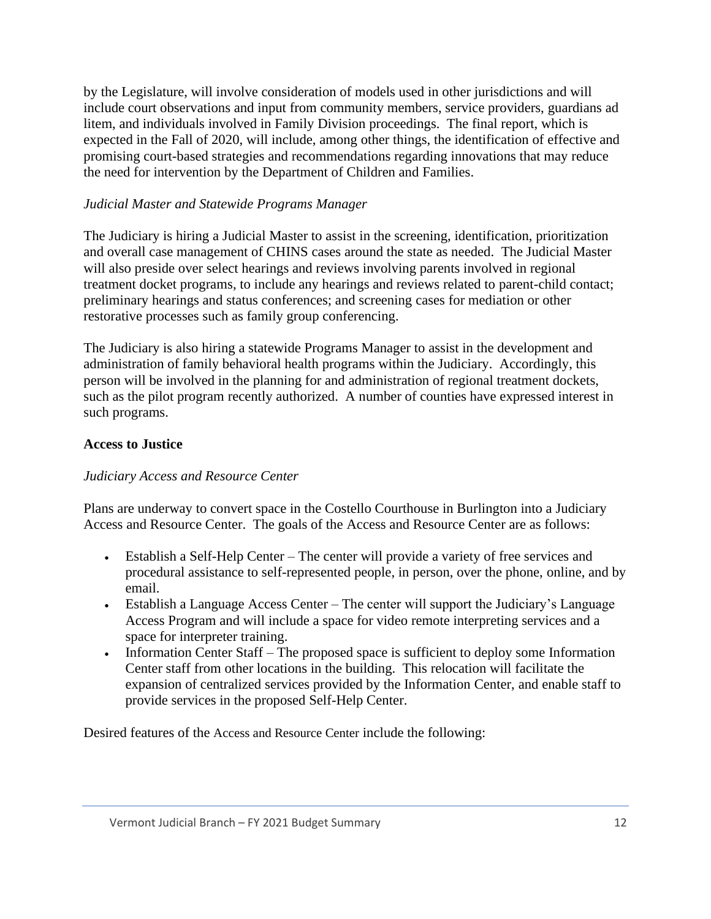by the Legislature, will involve consideration of models used in other jurisdictions and will include court observations and input from community members, service providers, guardians ad litem, and individuals involved in Family Division proceedings. The final report, which is expected in the Fall of 2020, will include, among other things, the identification of effective and promising court-based strategies and recommendations regarding innovations that may reduce the need for intervention by the Department of Children and Families.

*Judicial Master and Statewide Programs Manager*

The Judiciary is hiring a Judicial Master to assist in the screening, identification, prioritization and overall case management of CHINS cases around the state as needed. The Judicial Master will also preside over select hearings and reviews involving parents involved in regional treatment docket programs, to include any hearings and reviews related to parent-child contact; preliminary hearings and status conferences; and screening cases for mediation or other restorative processes such as family group conferencing.

The Judiciary is also hiring a statewide Programs Manager to assist in the development and administration of family behavioral health programs within the Judiciary. Accordingly, this person will be involved in the planning for and administration of regional treatment dockets, such as the pilot program recently authorized. A number of counties have expressed interest in such programs.

**Access to Justice**

*Judiciary Access and Resource Center*

Plans are underway to convert space in the Costello Courthouse in Burlington into a Judiciary Access and Resource Center. The goals of the Access and Resource Center are as follows:

- Establish a Self-Help Center – The center will provide a variety of free services and procedural assistance to self-represented people, in person, over the phone, online, and by email.
- Establish a Language Access Center – The center will support the Judiciary's Language Access Program and will include a space for video remote interpreting services and a space for interpreter training.
- Information Center Staff – The proposed space is sufficient to deploy some Information Center staff from other locations in the building. This relocation will facilitate the expansion of centralized services provided by the Information Center, and enable staff to provide services in the proposed Self-Help Center.

Desired features of the Access and Resource Center include the following: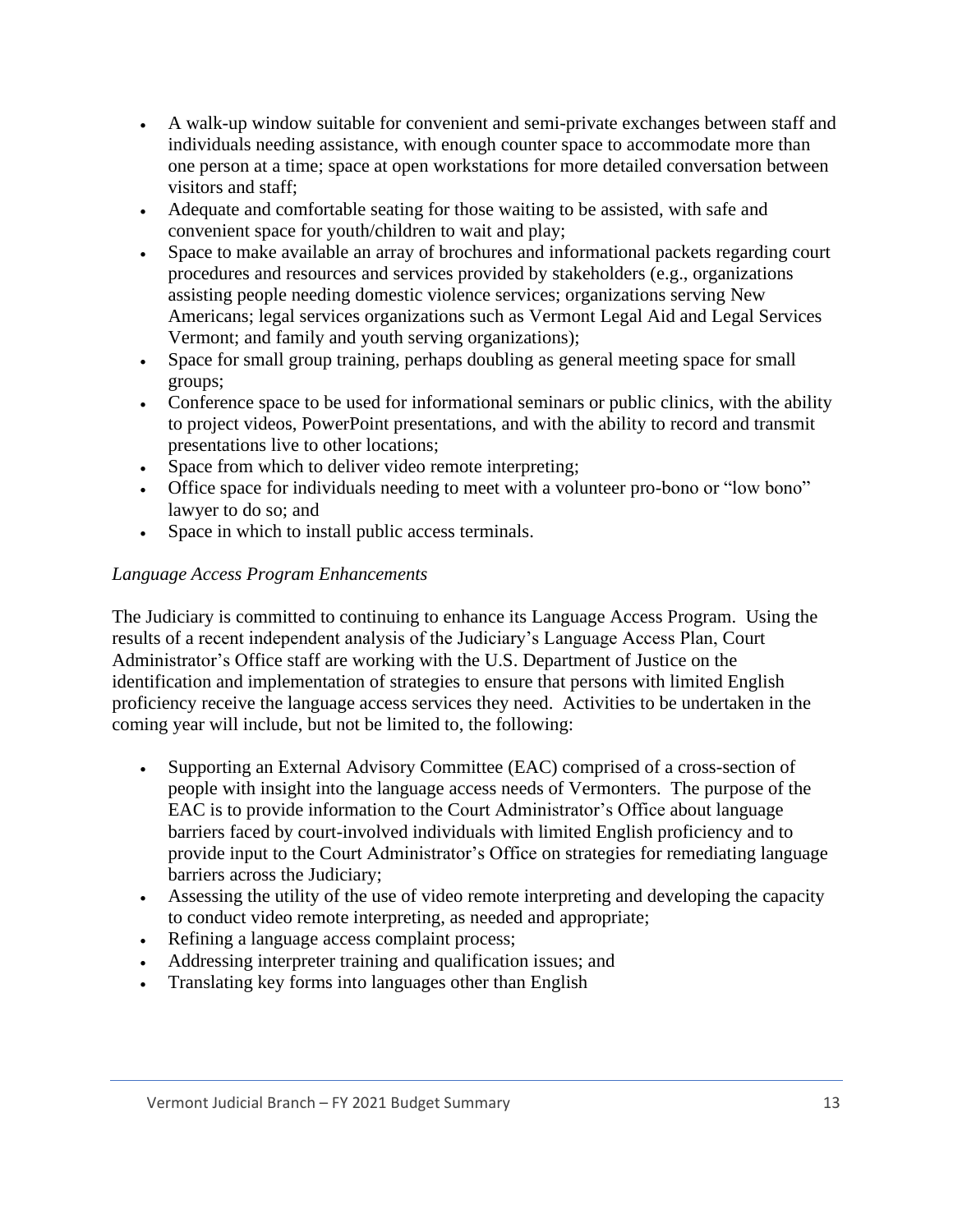- A walk-up window suitable for convenient and semi-private exchanges between staff and individuals needing assistance, with enough counter space to accommodate more than one person at a time; space at open workstations for more detailed conversation between visitors and staff;
- Adequate and comfortable seating for those waiting to be assisted, with safe and convenient space for youth/children to wait and play;
- Space to make available an array of brochures and informational packets regarding court procedures and resources and services provided by stakeholders (e.g., organizations assisting people needing domestic violence services; organizations serving New Americans; legal services organizations such as Vermont Legal Aid and Legal Services Vermont; and family and youth serving organizations);
- Space for small group training, perhaps doubling as general meeting space for small groups;
- Conference space to be used for informational seminars or public clinics, with the ability to project videos, PowerPoint presentations, and with the ability to record and transmit presentations live to other locations;
- Space from which to deliver video remote interpreting;
- Office space for individuals needing to meet with a volunteer pro-bono or "low bono" lawyer to do so; and
- Space in which to install public access terminals.

*Language Access Program Enhancements*

The Judiciary is committed to continuing to enhance its Language Access Program. Using the results of a recent independent analysis of the Judiciary's Language Access Plan, Court Administrator's Office staff are working with the U.S. Department of Justice on the identification and implementation of strategies to ensure that persons with limited English proficiency receive the language access services they need. Activities to be undertaken in the coming year will include, but not be limited to, the following:

- Supporting an External Advisory Committee (EAC) comprised of a cross-section of people with insight into the language access needs of Vermonters. The purpose of the EAC is to provide information to the Court Administrator's Office about language barriers faced by court-involved individuals with limited English proficiency and to provide input to the Court Administrator's Office on strategies for remediating language barriers across the Judiciary;
- Assessing the utility of the use of video remote interpreting and developing the capacity to conduct video remote interpreting, as needed and appropriate;
- Refining a language access complaint process;
- Addressing interpreter training and qualification issues; and
- Translating key forms into languages other than English